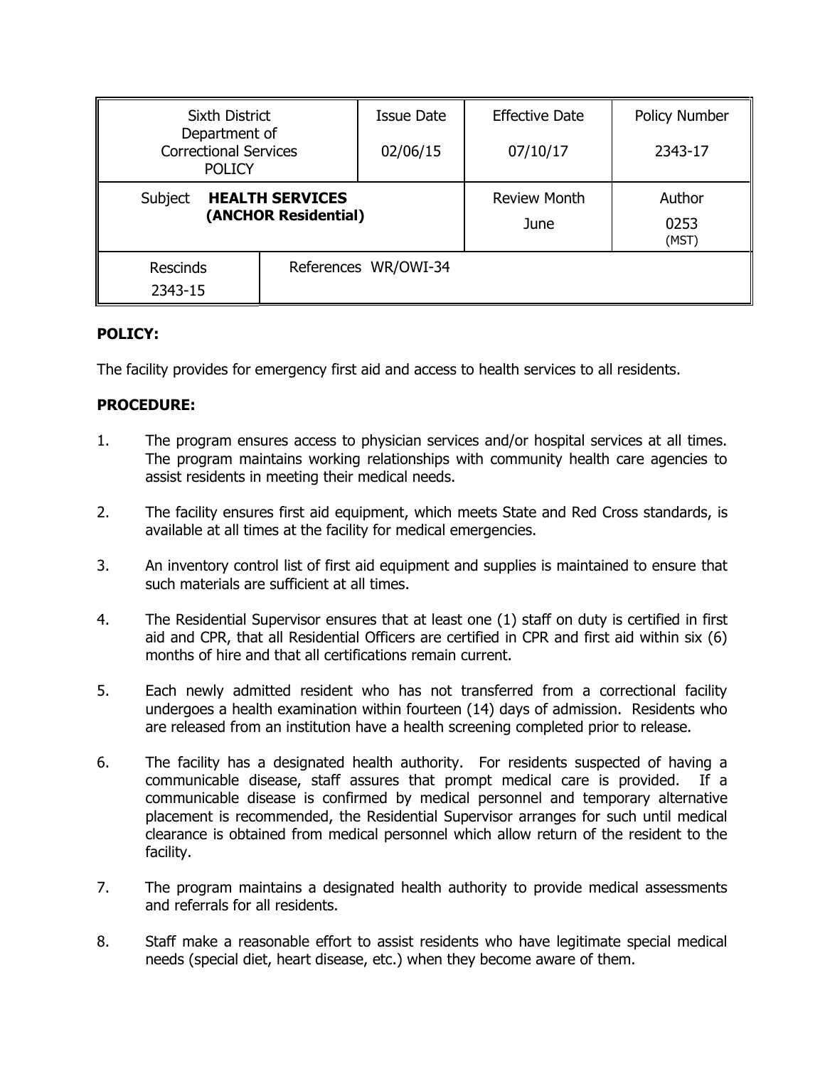| Sixth District Department of Correctional Services POLICY | | Issue Date<br>02/06/15 | Effective Date<br>07/10/17 | Policy Number<br>2343-17 |
|---|---|---|---|---|
| Subject **HEALTH SERVICES (ANCHOR Residential)** | | | Review Month<br>June | Author<br>0253 (MST) |
| Rescinds<br>2343-15 | References WR/OWI-34 | | | |

**POLICY:**

The facility provides for emergency first aid and access to health services to all residents.

**PROCEDURE:**

1. The program ensures access to physician services and/or hospital services at all times. The program maintains working relationships with community health care agencies to assist residents in meeting their medical needs.

2. The facility ensures first aid equipment, which meets State and Red Cross standards, is available at all times at the facility for medical emergencies.

3. An inventory control list of first aid equipment and supplies is maintained to ensure that such materials are sufficient at all times.

4. The Residential Supervisor ensures that at least one (1) staff on duty is certified in first aid and CPR, that all Residential Officers are certified in CPR and first aid within six (6) months of hire and that all certifications remain current.

5. Each newly admitted resident who has not transferred from a correctional facility undergoes a health examination within fourteen (14) days of admission. Residents who are released from an institution have a health screening completed prior to release.

6. The facility has a designated health authority. For residents suspected of having a communicable disease, staff assures that prompt medical care is provided. If a communicable disease is confirmed by medical personnel and temporary alternative placement is recommended, the Residential Supervisor arranges for such until medical clearance is obtained from medical personnel which allow return of the resident to the facility.

7. The program maintains a designated health authority to provide medical assessments and referrals for all residents.

8. Staff make a reasonable effort to assist residents who have legitimate special medical needs (special diet, heart disease, etc.) when they become aware of them.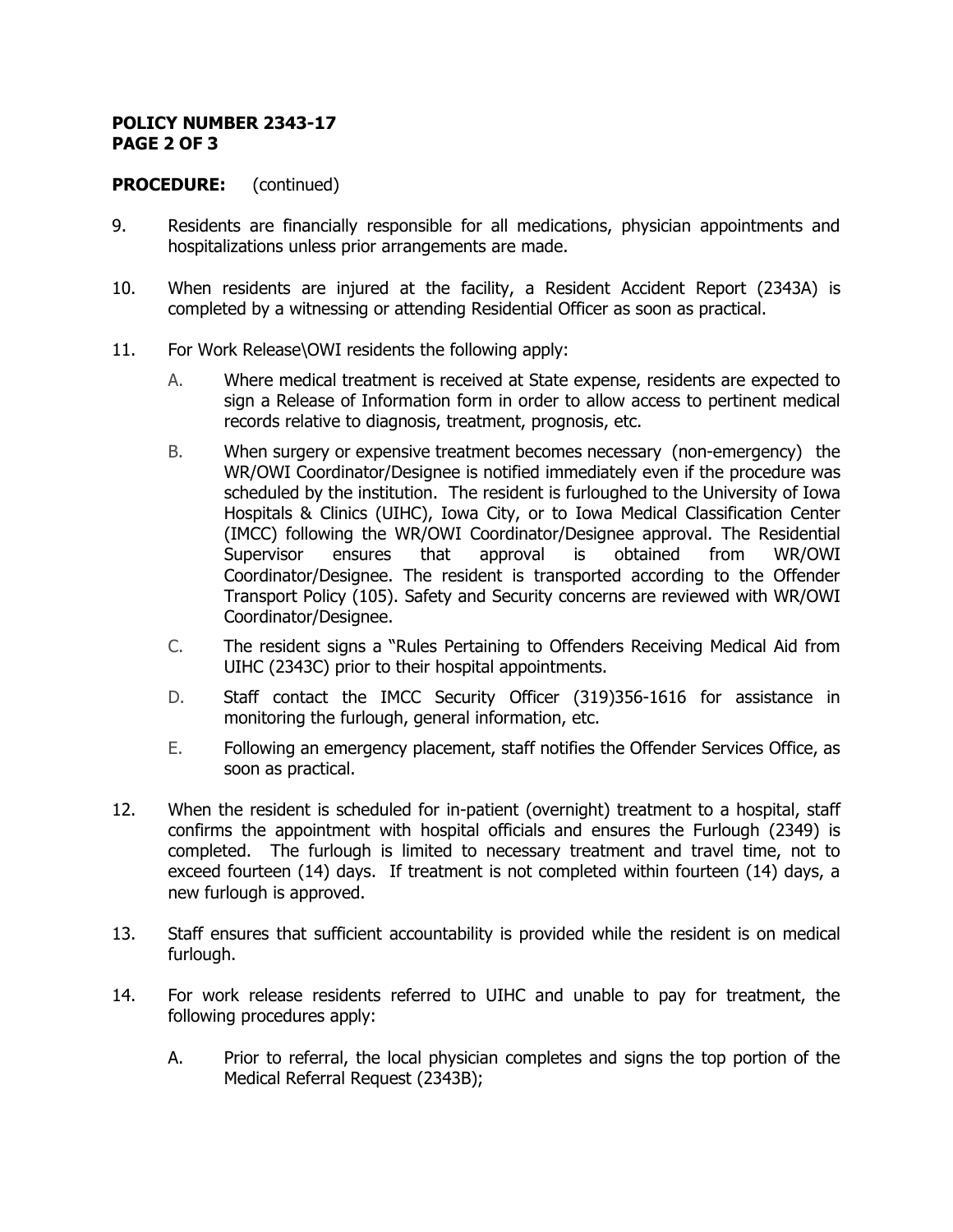**POLICY NUMBER 2343-17**

**PROCEDURE:** (continued)

9. Residents are financially responsible for all medications, physician appointments and hospitalizations unless prior arrangements are made.

10. When residents are injured at the facility, a Resident Accident Report (2343A) is completed by a witnessing or attending Residential Officer as soon as practical.

11. For Work Release\OWI residents the following apply:

    A. Where medical treatment is received at State expense, residents are expected to sign a Release of Information form in order to allow access to pertinent medical records relative to diagnosis, treatment, prognosis, etc.

    B. When surgery or expensive treatment becomes necessary (non-emergency) the WR/OWI Coordinator/Designee is notified immediately even if the procedure was scheduled by the institution. The resident is furloughed to the University of Iowa Hospitals & Clinics (UIHC), Iowa City, or to Iowa Medical Classification Center (IMCC) following the WR/OWI Coordinator/Designee approval. The Residential Supervisor ensures that approval is obtained from WR/OWI Coordinator/Designee. The resident is transported according to the Offender Transport Policy (105). Safety and Security concerns are reviewed with WR/OWI Coordinator/Designee.

    C. The resident signs a "Rules Pertaining to Offenders Receiving Medical Aid from UIHC (2343C) prior to their hospital appointments.

    D. Staff contact the IMCC Security Officer (319)356-1616 for assistance in monitoring the furlough, general information, etc.

    E. Following an emergency placement, staff notifies the Offender Services Office, as soon as practical.

12. When the resident is scheduled for in-patient (overnight) treatment to a hospital, staff confirms the appointment with hospital officials and ensures the Furlough (2349) is completed. The furlough is limited to necessary treatment and travel time, not to exceed fourteen (14) days. If treatment is not completed within fourteen (14) days, a new furlough is approved.

13. Staff ensures that sufficient accountability is provided while the resident is on medical furlough.

14. For work release residents referred to UIHC and unable to pay for treatment, the following procedures apply:

    A. Prior to referral, the local physician completes and signs the top portion of the Medical Referral Request (2343B);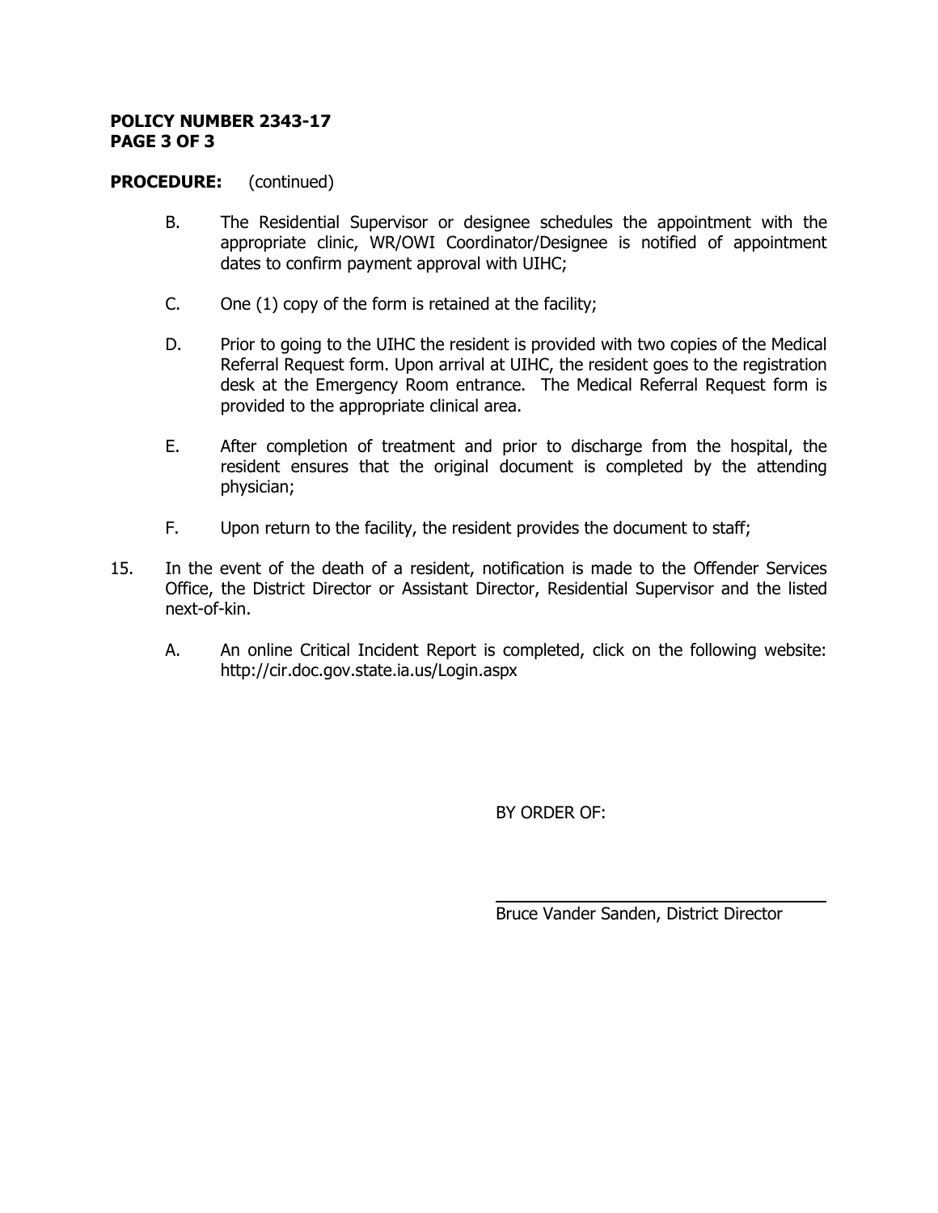**PROCEDURE:** (continued)

B. The Residential Supervisor or designee schedules the appointment with the appropriate clinic, WR/OWI Coordinator/Designee is notified of appointment dates to confirm payment approval with UIHC;

C. One (1) copy of the form is retained at the facility;

D. Prior to going to the UIHC the resident is provided with two copies of the Medical Referral Request form. Upon arrival at UIHC, the resident goes to the registration desk at the Emergency Room entrance. The Medical Referral Request form is provided to the appropriate clinical area.

E. After completion of treatment and prior to discharge from the hospital, the resident ensures that the original document is completed by the attending physician;

F. Upon return to the facility, the resident provides the document to staff;

15. In the event of the death of a resident, notification is made to the Offender Services Office, the District Director or Assistant Director, Residential Supervisor and the listed next-of-kin.

    A. An online Critical Incident Report is completed, click on the following website: http://cir.doc.gov.state.ia.us/Login.aspx

BY ORDER OF:

Bruce Vander Sanden, District Director